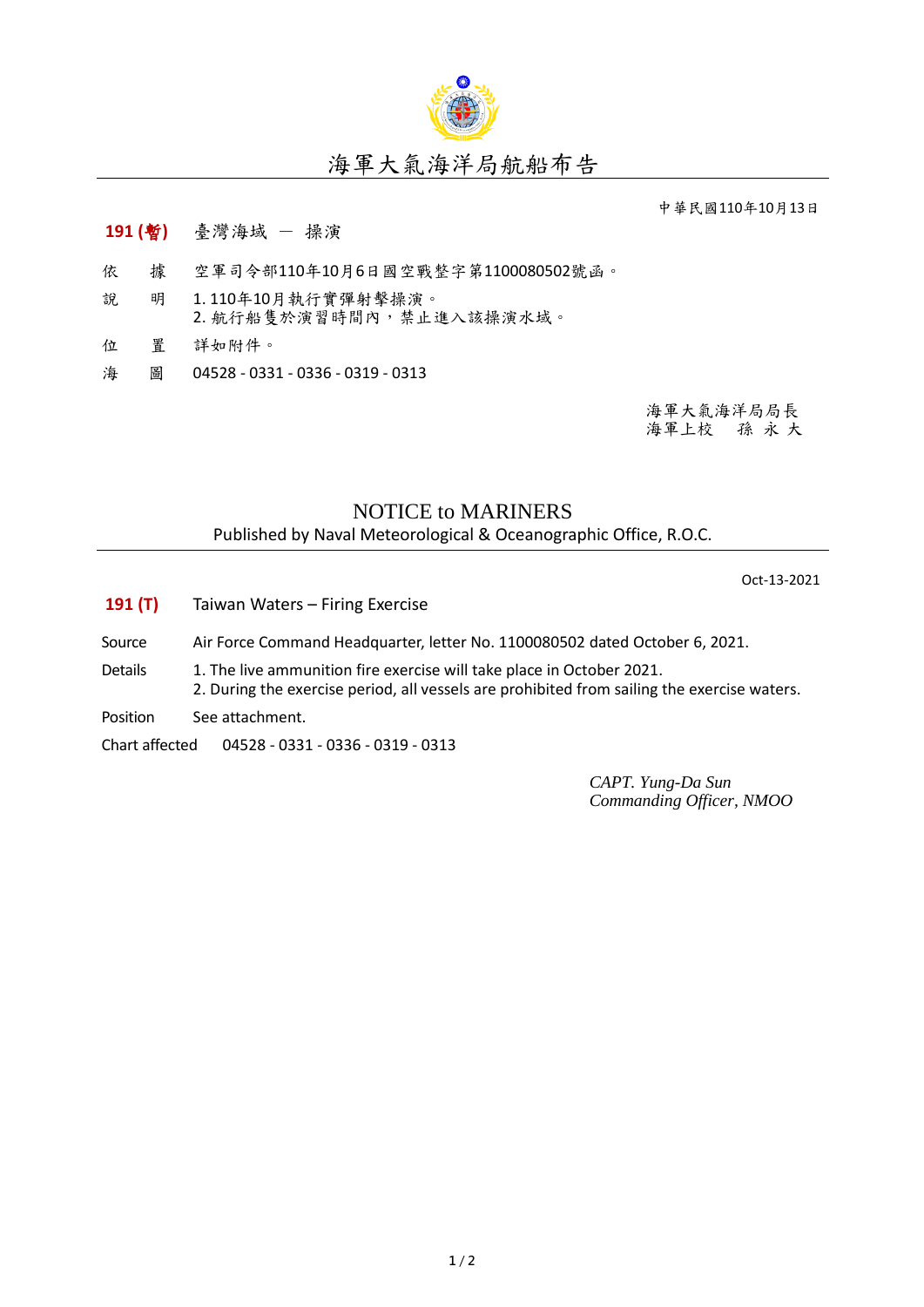# 海軍大氣海洋局航船布告

中華民國110年10月13日

**191 (暫)** 臺灣海域 － 操演

依　　據　空軍司令部110年10月6日國空戰整字第1100080502號函。

說　　明　1. 110年10月執行實彈射擊操演。
2. 航行船隻於演習時間內，禁止進入該操演水域。

位　　置　詳如附件。

海　　圖　04528 - 0331 - 0336 - 0319 - 0313

海軍大氣海洋局局長
海軍上校　孫 永 大

## NOTICE to MARINERS

Published by Naval Meteorological & Oceanographic Office, R.O.C.

Oct-13-2021

**191 (T)** Taiwan Waters – Firing Exercise

Source　Air Force Command Headquarter, letter No. 1100080502 dated October 6, 2021.

Details　1. The live ammunition fire exercise will take place in October 2021.
2. During the exercise period, all vessels are prohibited from sailing the exercise waters.

Position　See attachment.

Chart affected　04528 - 0331 - 0336 - 0319 - 0313

*CAPT. Yung-Da Sun*
*Commanding Officer, NMOO*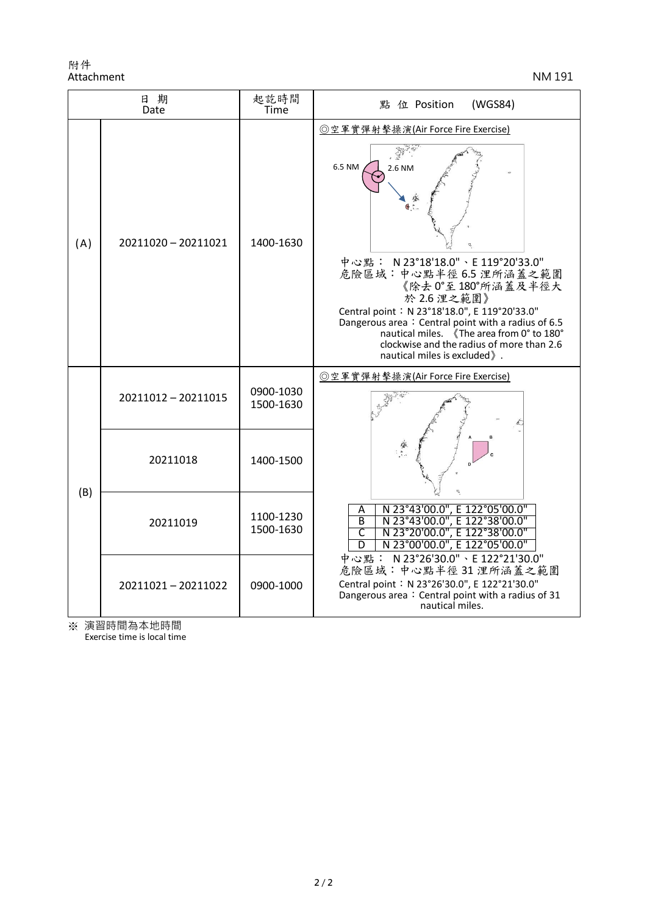附件
Attachment

NM 191

| 日 期 Date | | 起訖時間 Time | 點 位 Position (WGS84) |
|---|---|---|---|
| (A) | 20211020 – 20211021 | 1400-1630 | ◎空軍實彈射擊操演(Air Force Fire Exercise)<br>6.5 NM 2.6 NM<br>中心點： N 23°18'18.0" 、E 119°20'33.0"<br>危險區域：中心點半徑 6.5 浬所涵蓋之範圍《除去 0°至 180°所涵蓋及半徑大於 2.6 浬之範圍》<br>Central point：N 23°18'18.0", E 119°20'33.0"<br>Dangerous area：Central point with a radius of 6.5 nautical miles. 《The area from 0° to 180° clockwise and the radius of more than 2.6 nautical miles is excluded》. |
| (B) | 20211012 – 20211015 | 0900-1030<br>1500-1630 | ◎空軍實彈射擊操演(Air Force Fire Exercise)<br>A B C D<br>A N 23°43'00.0", E 122°05'00.0"<br>B N 23°43'00.0", E 122°38'00.0"<br>C N 23°20'00.0", E 122°38'00.0"<br>D N 23°00'00.0", E 122°05'00.0"<br>中心點： N 23°26'30.0" 、E 122°21'30.0"<br>危險區域：中心點半徑 31 浬所涵蓋之範圍<br>Central point：N 23°26'30.0", E 122°21'30.0"<br>Dangerous area：Central point with a radius of 31 nautical miles. |
| | 20211018 | 1400-1500 | |
| | 20211019 | 1100-1230<br>1500-1630 | |
| | 20211021 – 20211022 | 0900-1000 | |

※ 演習時間為本地時間
Exercise time is local time